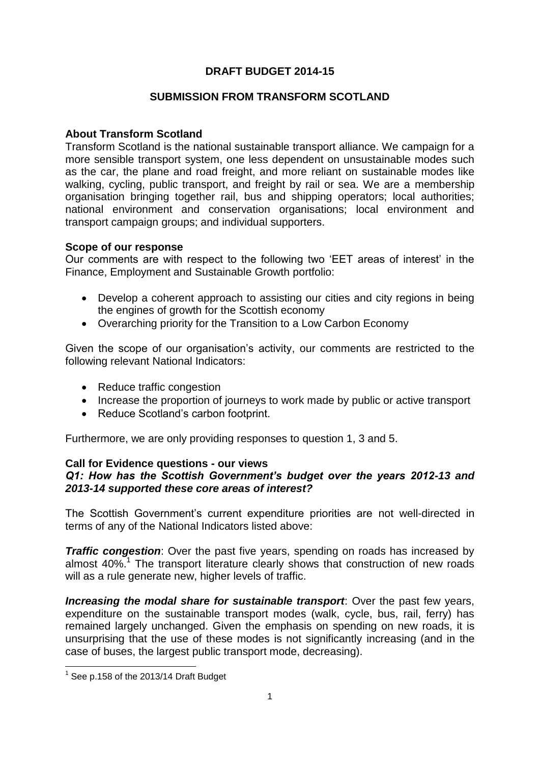# DRAFT BUDGET 2014-15

## SUBMISSION FROM TRANSFORM SCOTLAND

### About Transform Scotland

Transform Scotland is the national sustainable transport alliance. We campaign for a more sensible transport system, one less dependent on unsustainable modes such as the car, the plane and road freight, and more reliant on sustainable modes like walking, cycling, public transport, and freight by rail or sea. We are a membership organisation bringing together rail, bus and shipping operators; local authorities; national environment and conservation organisations; local environment and transport campaign groups; and individual supporters.

### Scope of our response

Our comments are with respect to the following two 'EET areas of interest' in the Finance, Employment and Sustainable Growth portfolio:

- Develop a coherent approach to assisting our cities and city regions in being the engines of growth for the Scottish economy
- Overarching priority for the Transition to a Low Carbon Economy

Given the scope of our organisation's activity, our comments are restricted to the following relevant National Indicators:

- Reduce traffic congestion
- Increase the proportion of journeys to work made by public or active transport
- Reduce Scotland's carbon footprint.

Furthermore, we are only providing responses to question 1, 3 and 5.

### Call for Evidence questions - our views

***Q1: How has the Scottish Government's budget over the years 2012-13 and 2013-14 supported these core areas of interest?***

The Scottish Government's current expenditure priorities are not well-directed in terms of any of the National Indicators listed above:

***Traffic congestion***: Over the past five years, spending on roads has increased by almost 40%.[1] The transport literature clearly shows that construction of new roads will as a rule generate new, higher levels of traffic.

***Increasing the modal share for sustainable transport***: Over the past few years, expenditure on the sustainable transport modes (walk, cycle, bus, rail, ferry) has remained largely unchanged. Given the emphasis on spending on new roads, it is unsurprising that the use of these modes is not significantly increasing (and in the case of buses, the largest public transport mode, decreasing).

[1] See p.158 of the 2013/14 Draft Budget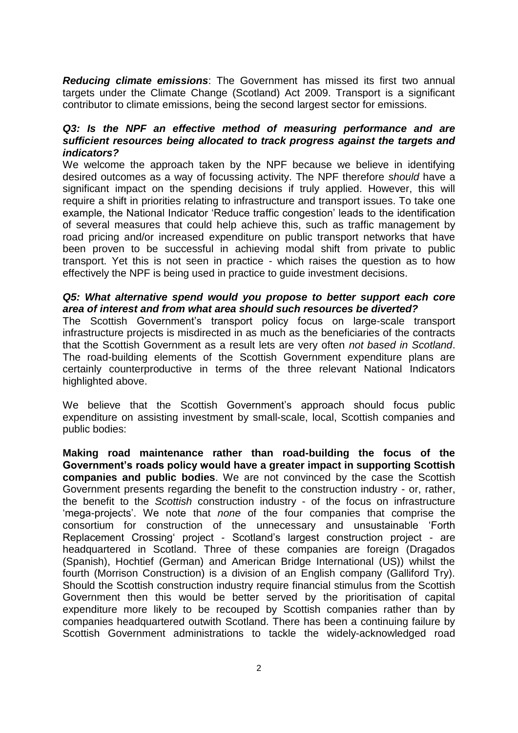***Reducing climate emissions***: The Government has missed its first two annual targets under the Climate Change (Scotland) Act 2009. Transport is a significant contributor to climate emissions, being the second largest sector for emissions.

***Q3: Is the NPF an effective method of measuring performance and are sufficient resources being allocated to track progress against the targets and indicators?***

We welcome the approach taken by the NPF because we believe in identifying desired outcomes as a way of focussing activity. The NPF therefore *should* have a significant impact on the spending decisions if truly applied. However, this will require a shift in priorities relating to infrastructure and transport issues. To take one example, the National Indicator 'Reduce traffic congestion' leads to the identification of several measures that could help achieve this, such as traffic management by road pricing and/or increased expenditure on public transport networks that have been proven to be successful in achieving modal shift from private to public transport. Yet this is not seen in practice - which raises the question as to how effectively the NPF is being used in practice to guide investment decisions.

***Q5: What alternative spend would you propose to better support each core area of interest and from what area should such resources be diverted?***

The Scottish Government's transport policy focus on large-scale transport infrastructure projects is misdirected in as much as the beneficiaries of the contracts that the Scottish Government as a result lets are very often *not based in Scotland*. The road-building elements of the Scottish Government expenditure plans are certainly counterproductive in terms of the three relevant National Indicators highlighted above.

We believe that the Scottish Government's approach should focus public expenditure on assisting investment by small-scale, local, Scottish companies and public bodies:

**Making road maintenance rather than road-building the focus of the Government's roads policy would have a greater impact in supporting Scottish companies and public bodies**. We are not convinced by the case the Scottish Government presents regarding the benefit to the construction industry - or, rather, the benefit to the *Scottish* construction industry - of the focus on infrastructure 'mega-projects'. We note that *none* of the four companies that comprise the consortium for construction of the unnecessary and unsustainable 'Forth Replacement Crossing' project - Scotland's largest construction project - are headquartered in Scotland. Three of these companies are foreign (Dragados (Spanish), Hochtief (German) and American Bridge International (US)) whilst the fourth (Morrison Construction) is a division of an English company (Galliford Try). Should the Scottish construction industry require financial stimulus from the Scottish Government then this would be better served by the prioritisation of capital expenditure more likely to be recouped by Scottish companies rather than by companies headquartered outwith Scotland. There has been a continuing failure by Scottish Government administrations to tackle the widely-acknowledged road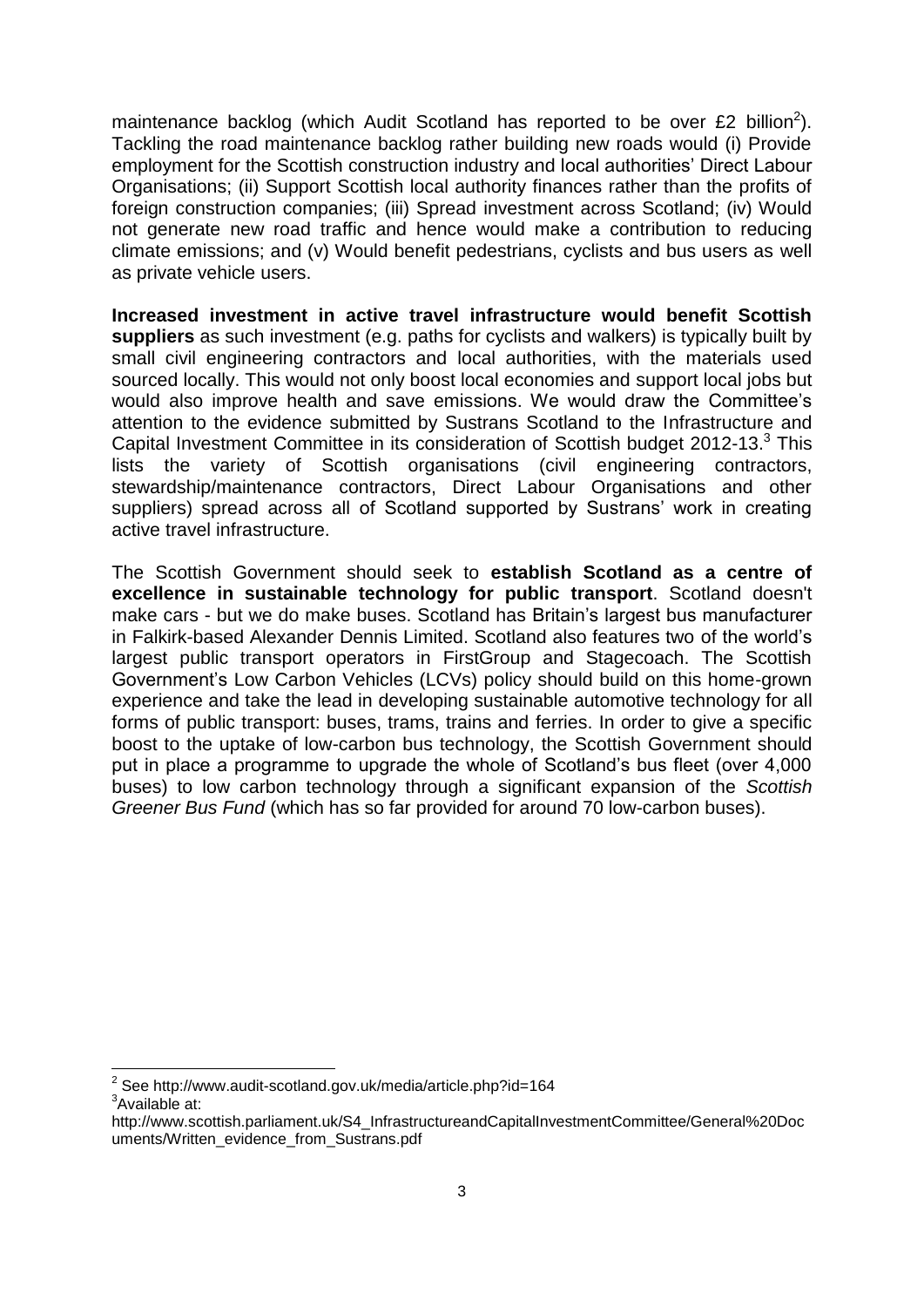maintenance backlog (which Audit Scotland has reported to be over £2 billion[2]). Tackling the road maintenance backlog rather building new roads would (i) Provide employment for the Scottish construction industry and local authorities' Direct Labour Organisations; (ii) Support Scottish local authority finances rather than the profits of foreign construction companies; (iii) Spread investment across Scotland; (iv) Would not generate new road traffic and hence would make a contribution to reducing climate emissions; and (v) Would benefit pedestrians, cyclists and bus users as well as private vehicle users.

**Increased investment in active travel infrastructure would benefit Scottish suppliers** as such investment (e.g. paths for cyclists and walkers) is typically built by small civil engineering contractors and local authorities, with the materials used sourced locally. This would not only boost local economies and support local jobs but would also improve health and save emissions. We would draw the Committee's attention to the evidence submitted by Sustrans Scotland to the Infrastructure and Capital Investment Committee in its consideration of Scottish budget 2012-13.[3] This lists the variety of Scottish organisations (civil engineering contractors, stewardship/maintenance contractors, Direct Labour Organisations and other suppliers) spread across all of Scotland supported by Sustrans' work in creating active travel infrastructure.

The Scottish Government should seek to **establish Scotland as a centre of excellence in sustainable technology for public transport**. Scotland doesn't make cars - but we do make buses. Scotland has Britain's largest bus manufacturer in Falkirk-based Alexander Dennis Limited. Scotland also features two of the world's largest public transport operators in FirstGroup and Stagecoach. The Scottish Government's Low Carbon Vehicles (LCVs) policy should build on this home-grown experience and take the lead in developing sustainable automotive technology for all forms of public transport: buses, trams, trains and ferries. In order to give a specific boost to the uptake of low-carbon bus technology, the Scottish Government should put in place a programme to upgrade the whole of Scotland's bus fleet (over 4,000 buses) to low carbon technology through a significant expansion of the *Scottish Greener Bus Fund* (which has so far provided for around 70 low-carbon buses).

---

[2] See http://www.audit-scotland.gov.uk/media/article.php?id=164

[3] Available at: http://www.scottish.parliament.uk/S4_InfrastructureandCapitalInvestmentCommittee/General%20Documents/Written_evidence_from_Sustrans.pdf